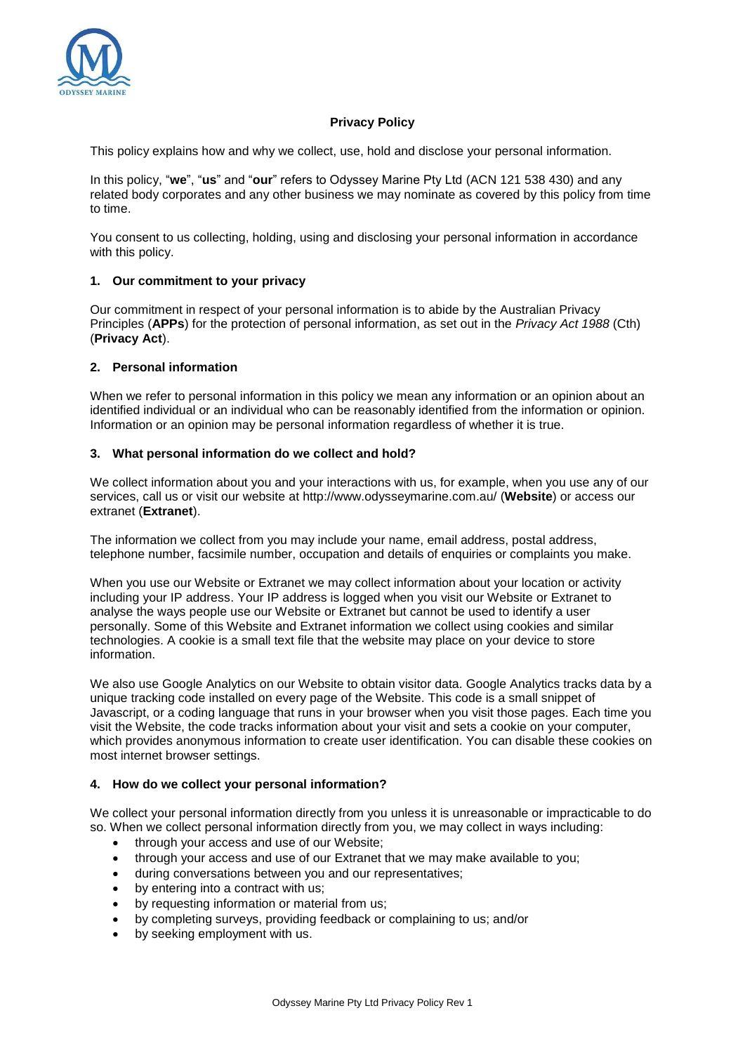# Privacy Policy

This policy explains how and why we collect, use, hold and disclose your personal information.

In this policy, "**we**", "**us**" and "**our**" refers to Odyssey Marine Pty Ltd (ACN 121 538 430) and any related body corporates and any other business we may nominate as covered by this policy from time to time.

You consent to us collecting, holding, using and disclosing your personal information in accordance with this policy.

## 1. Our commitment to your privacy

Our commitment in respect of your personal information is to abide by the Australian Privacy Principles (**APPs**) for the protection of personal information, as set out in the *Privacy Act 1988* (Cth) (**Privacy Act**).

## 2. Personal information

When we refer to personal information in this policy we mean any information or an opinion about an identified individual or an individual who can be reasonably identified from the information or opinion. Information or an opinion may be personal information regardless of whether it is true.

## 3. What personal information do we collect and hold?

We collect information about you and your interactions with us, for example, when you use any of our services, call us or visit our website at http://www.odysseymarine.com.au/ (**Website**) or access our extranet (**Extranet**).

The information we collect from you may include your name, email address, postal address, telephone number, facsimile number, occupation and details of enquiries or complaints you make.

When you use our Website or Extranet we may collect information about your location or activity including your IP address. Your IP address is logged when you visit our Website or Extranet to analyse the ways people use our Website or Extranet but cannot be used to identify a user personally. Some of this Website and Extranet information we collect using cookies and similar technologies. A cookie is a small text file that the website may place on your device to store information.

We also use Google Analytics on our Website to obtain visitor data. Google Analytics tracks data by a unique tracking code installed on every page of the Website. This code is a small snippet of Javascript, or a coding language that runs in your browser when you visit those pages. Each time you visit the Website, the code tracks information about your visit and sets a cookie on your computer, which provides anonymous information to create user identification. You can disable these cookies on most internet browser settings.

## 4. How do we collect your personal information?

We collect your personal information directly from you unless it is unreasonable or impracticable to do so. When we collect personal information directly from you, we may collect in ways including:

- through your access and use of our Website;
- through your access and use of our Extranet that we may make available to you;
- during conversations between you and our representatives;
- by entering into a contract with us;
- by requesting information or material from us;
- by completing surveys, providing feedback or complaining to us; and/or
- by seeking employment with us.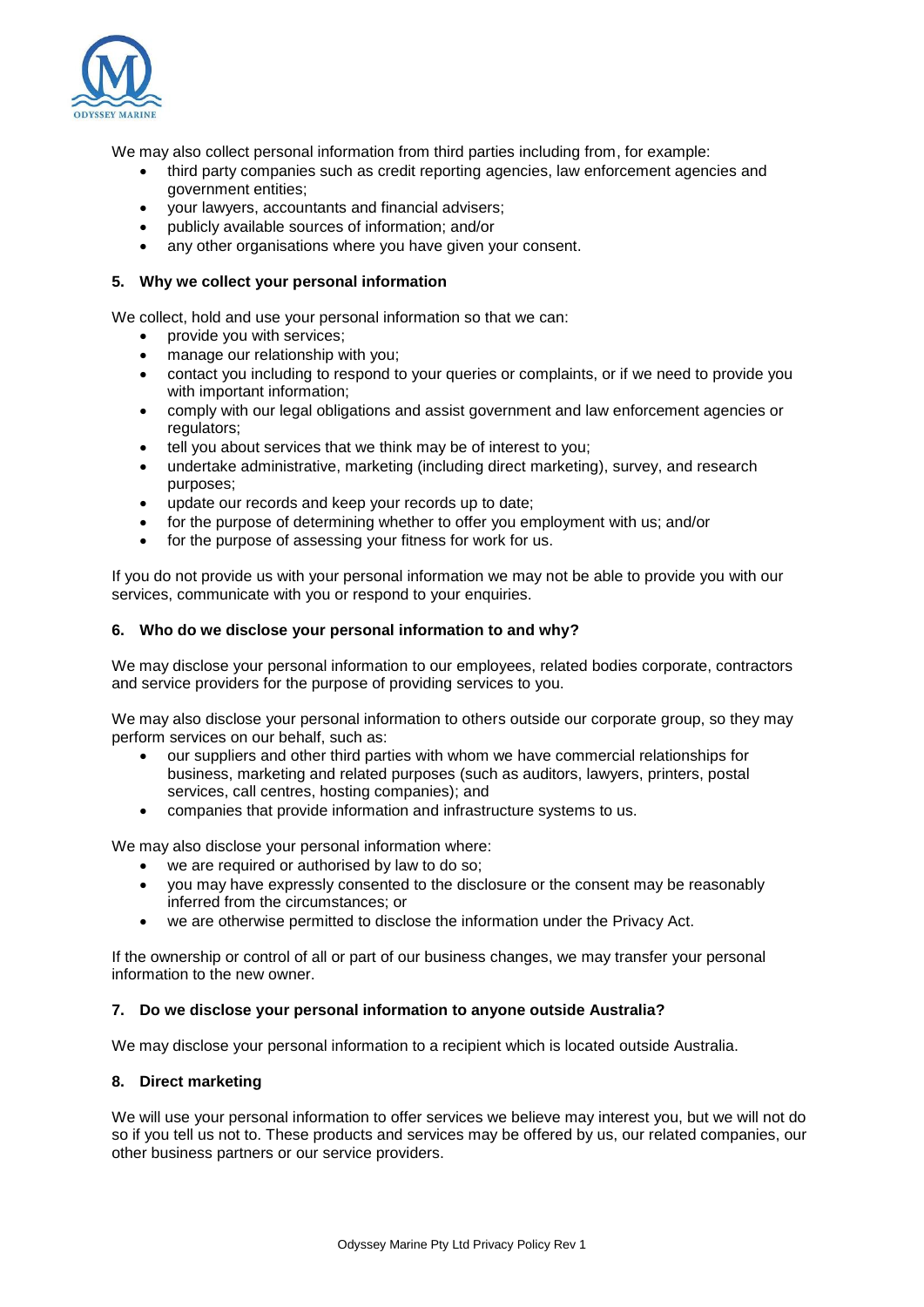We may also collect personal information from third parties including from, for example:

- third party companies such as credit reporting agencies, law enforcement agencies and government entities;
- your lawyers, accountants and financial advisers;
- publicly available sources of information; and/or
- any other organisations where you have given your consent.

## 5. Why we collect your personal information

We collect, hold and use your personal information so that we can:

- provide you with services;
- manage our relationship with you;
- contact you including to respond to your queries or complaints, or if we need to provide you with important information;
- comply with our legal obligations and assist government and law enforcement agencies or regulators;
- tell you about services that we think may be of interest to you;
- undertake administrative, marketing (including direct marketing), survey, and research purposes;
- update our records and keep your records up to date;
- for the purpose of determining whether to offer you employment with us; and/or
- for the purpose of assessing your fitness for work for us.

If you do not provide us with your personal information we may not be able to provide you with our services, communicate with you or respond to your enquiries.

## 6. Who do we disclose your personal information to and why?

We may disclose your personal information to our employees, related bodies corporate, contractors and service providers for the purpose of providing services to you.

We may also disclose your personal information to others outside our corporate group, so they may perform services on our behalf, such as:

- our suppliers and other third parties with whom we have commercial relationships for business, marketing and related purposes (such as auditors, lawyers, printers, postal services, call centres, hosting companies); and
- companies that provide information and infrastructure systems to us.

We may also disclose your personal information where:

- we are required or authorised by law to do so;
- you may have expressly consented to the disclosure or the consent may be reasonably inferred from the circumstances; or
- we are otherwise permitted to disclose the information under the Privacy Act.

If the ownership or control of all or part of our business changes, we may transfer your personal information to the new owner.

## 7. Do we disclose your personal information to anyone outside Australia?

We may disclose your personal information to a recipient which is located outside Australia.

## 8. Direct marketing

We will use your personal information to offer services we believe may interest you, but we will not do so if you tell us not to. These products and services may be offered by us, our related companies, our other business partners or our service providers.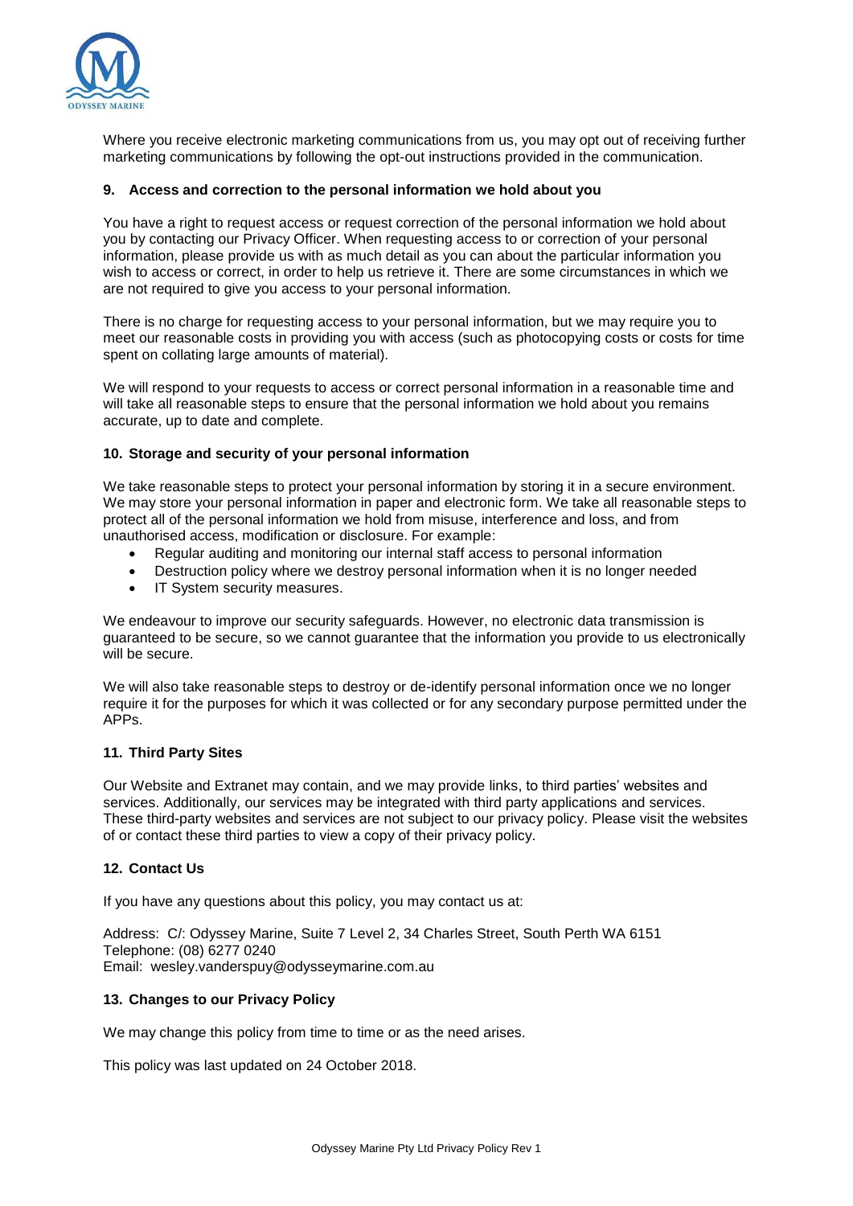Where you receive electronic marketing communications from us, you may opt out of receiving further marketing communications by following the opt-out instructions provided in the communication.

## 9. Access and correction to the personal information we hold about you

You have a right to request access or request correction of the personal information we hold about you by contacting our Privacy Officer. When requesting access to or correction of your personal information, please provide us with as much detail as you can about the particular information you wish to access or correct, in order to help us retrieve it. There are some circumstances in which we are not required to give you access to your personal information.

There is no charge for requesting access to your personal information, but we may require you to meet our reasonable costs in providing you with access (such as photocopying costs or costs for time spent on collating large amounts of material).

We will respond to your requests to access or correct personal information in a reasonable time and will take all reasonable steps to ensure that the personal information we hold about you remains accurate, up to date and complete.

## 10. Storage and security of your personal information

We take reasonable steps to protect your personal information by storing it in a secure environment. We may store your personal information in paper and electronic form. We take all reasonable steps to protect all of the personal information we hold from misuse, interference and loss, and from unauthorised access, modification or disclosure. For example:

- Regular auditing and monitoring our internal staff access to personal information
- Destruction policy where we destroy personal information when it is no longer needed
- IT System security measures.

We endeavour to improve our security safeguards. However, no electronic data transmission is guaranteed to be secure, so we cannot guarantee that the information you provide to us electronically will be secure.

We will also take reasonable steps to destroy or de-identify personal information once we no longer require it for the purposes for which it was collected or for any secondary purpose permitted under the APPs.

## 11. Third Party Sites

Our Website and Extranet may contain, and we may provide links, to third parties' websites and services. Additionally, our services may be integrated with third party applications and services. These third-party websites and services are not subject to our privacy policy. Please visit the websites of or contact these third parties to view a copy of their privacy policy.

## 12. Contact Us

If you have any questions about this policy, you may contact us at:

Address: C/: Odyssey Marine, Suite 7 Level 2, 34 Charles Street, South Perth WA 6151
Telephone: (08) 6277 0240
Email: wesley.vanderspuy@odysseymarine.com.au

## 13. Changes to our Privacy Policy

We may change this policy from time to time or as the need arises.

This policy was last updated on 24 October 2018.